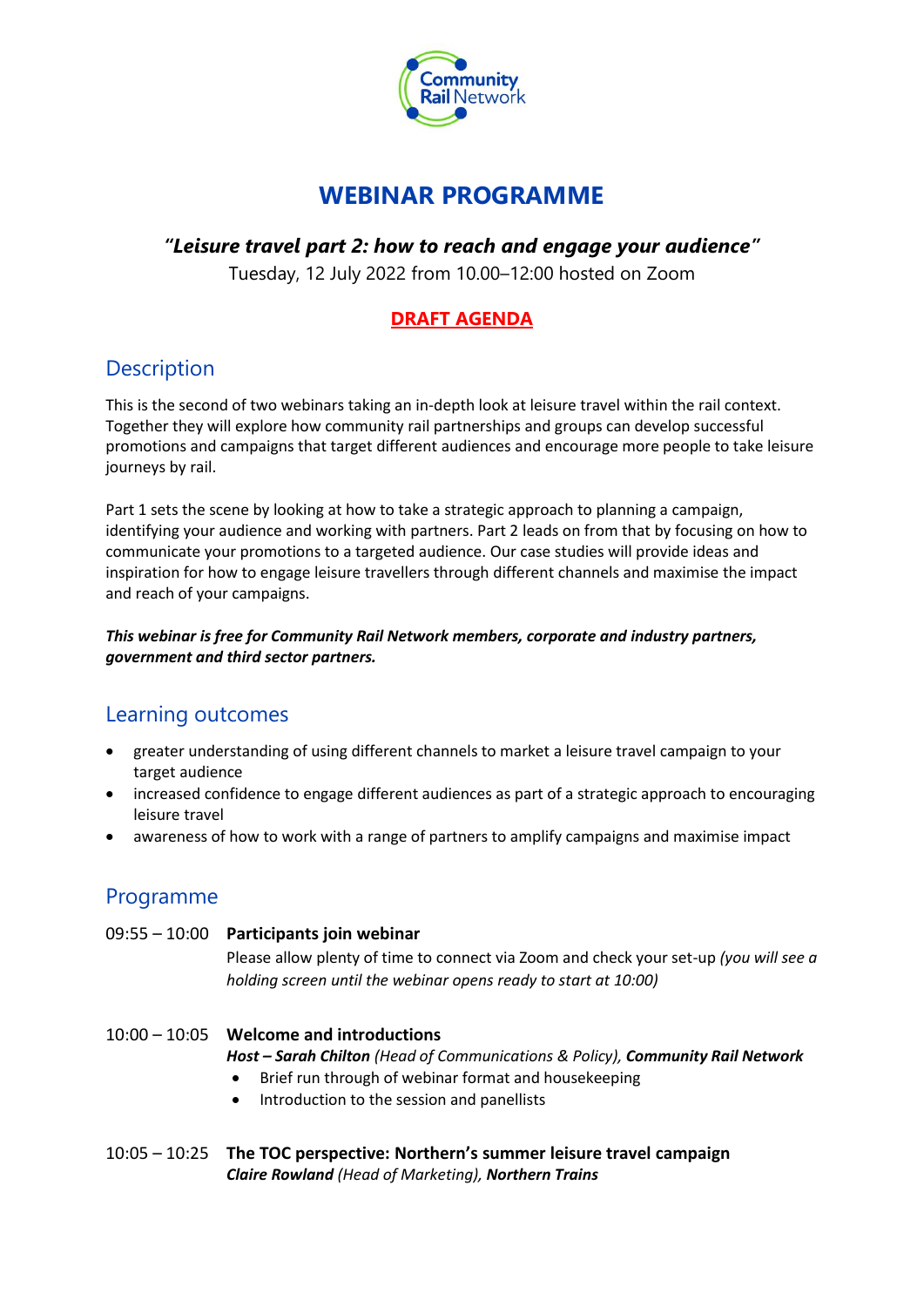# WEBINAR PROGRAMME

### *"Leisure travel part 2: how to reach and engage your audience"*

Tuesday, 12 July 2022 from 10.00–12:00 hosted on Zoom

**DRAFT AGENDA**

## Description

This is the second of two webinars taking an in-depth look at leisure travel within the rail context. Together they will explore how community rail partnerships and groups can develop successful promotions and campaigns that target different audiences and encourage more people to take leisure journeys by rail.

Part 1 sets the scene by looking at how to take a strategic approach to planning a campaign, identifying your audience and working with partners. Part 2 leads on from that by focusing on how to communicate your promotions to a targeted audience. Our case studies will provide ideas and inspiration for how to engage leisure travellers through different channels and maximise the impact and reach of your campaigns.

***This webinar is free for Community Rail Network members, corporate and industry partners, government and third sector partners.***

## Learning outcomes

- greater understanding of using different channels to market a leisure travel campaign to your target audience
- increased confidence to engage different audiences as part of a strategic approach to encouraging leisure travel
- awareness of how to work with a range of partners to amplify campaigns and maximise impact

## Programme

**09:55 – 10:00 Participants join webinar**

Please allow plenty of time to connect via Zoom and check your set-up *(you will see a holding screen until the webinar opens ready to start at 10:00)*

**10:00 – 10:05 Welcome and introductions**

***Host – Sarah Chilton*** *(Head of Communications & Policy)*, ***Community Rail Network***

- Brief run through of webinar format and housekeeping
- Introduction to the session and panellists

**10:05 – 10:25 The TOC perspective: Northern's summer leisure travel campaign**

***Claire Rowland*** *(Head of Marketing)*, ***Northern Trains***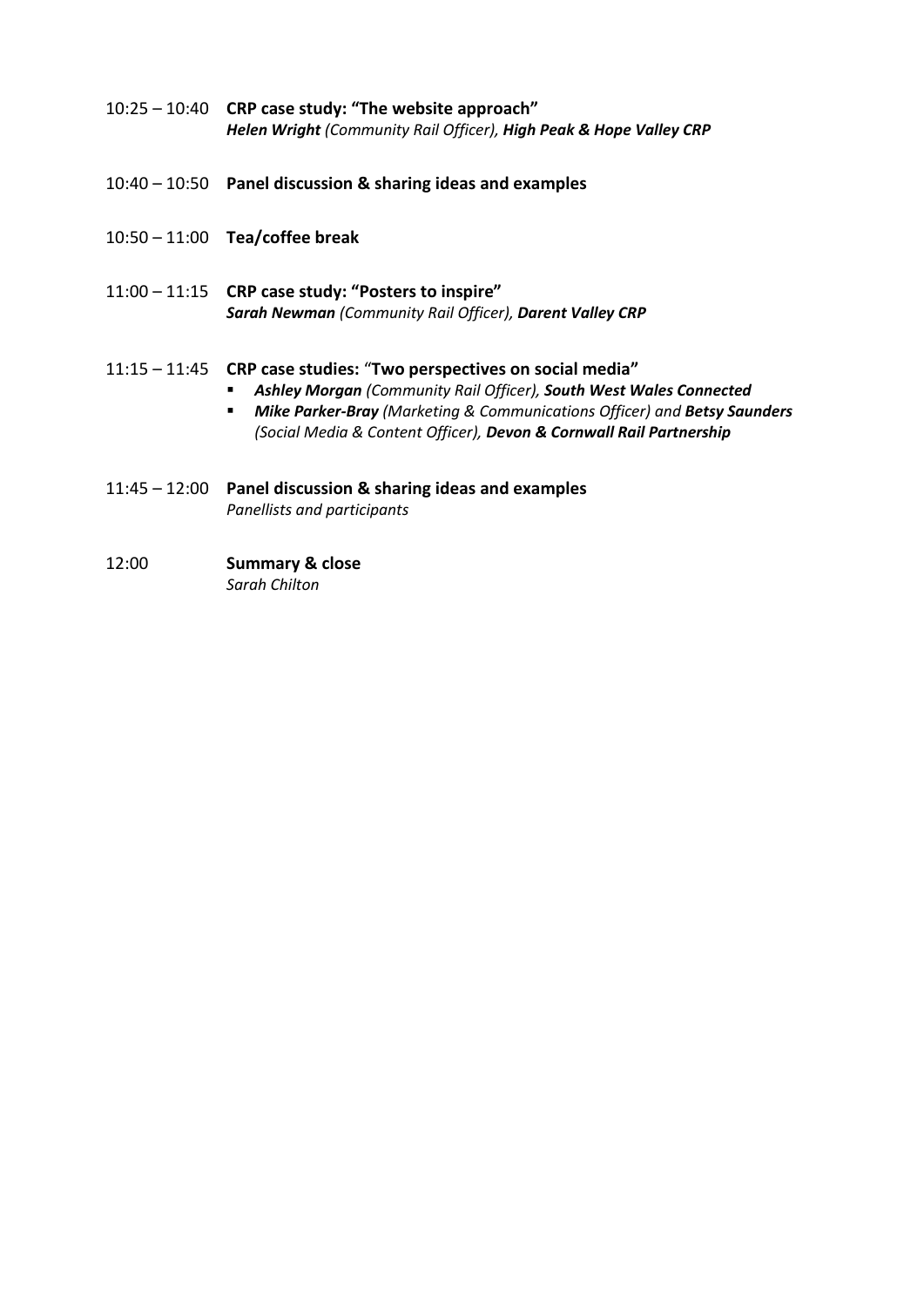10:25 – 10:40 **CRP case study: "The website approach"**
***Helen Wright*** *(Community Rail Officer),* ***High Peak & Hope Valley CRP***

10:40 – 10:50 **Panel discussion & sharing ideas and examples**

10:50 – 11:00 **Tea/coffee break**

11:00 – 11:15 **CRP case study: "Posters to inspire"**
***Sarah Newman*** *(Community Rail Officer),* ***Darent Valley CRP***

11:15 – 11:45 **CRP case studies: "Two perspectives on social media"**

- ***Ashley Morgan*** *(Community Rail Officer),* ***South West Wales Connected***
- ***Mike Parker-Bray*** *(Marketing & Communications Officer) and* ***Betsy Saunders*** *(Social Media & Content Officer),* ***Devon & Cornwall Rail Partnership***

11:45 – 12:00 **Panel discussion & sharing ideas and examples**
*Panellists and participants*

12:00 **Summary & close**
*Sarah Chilton*